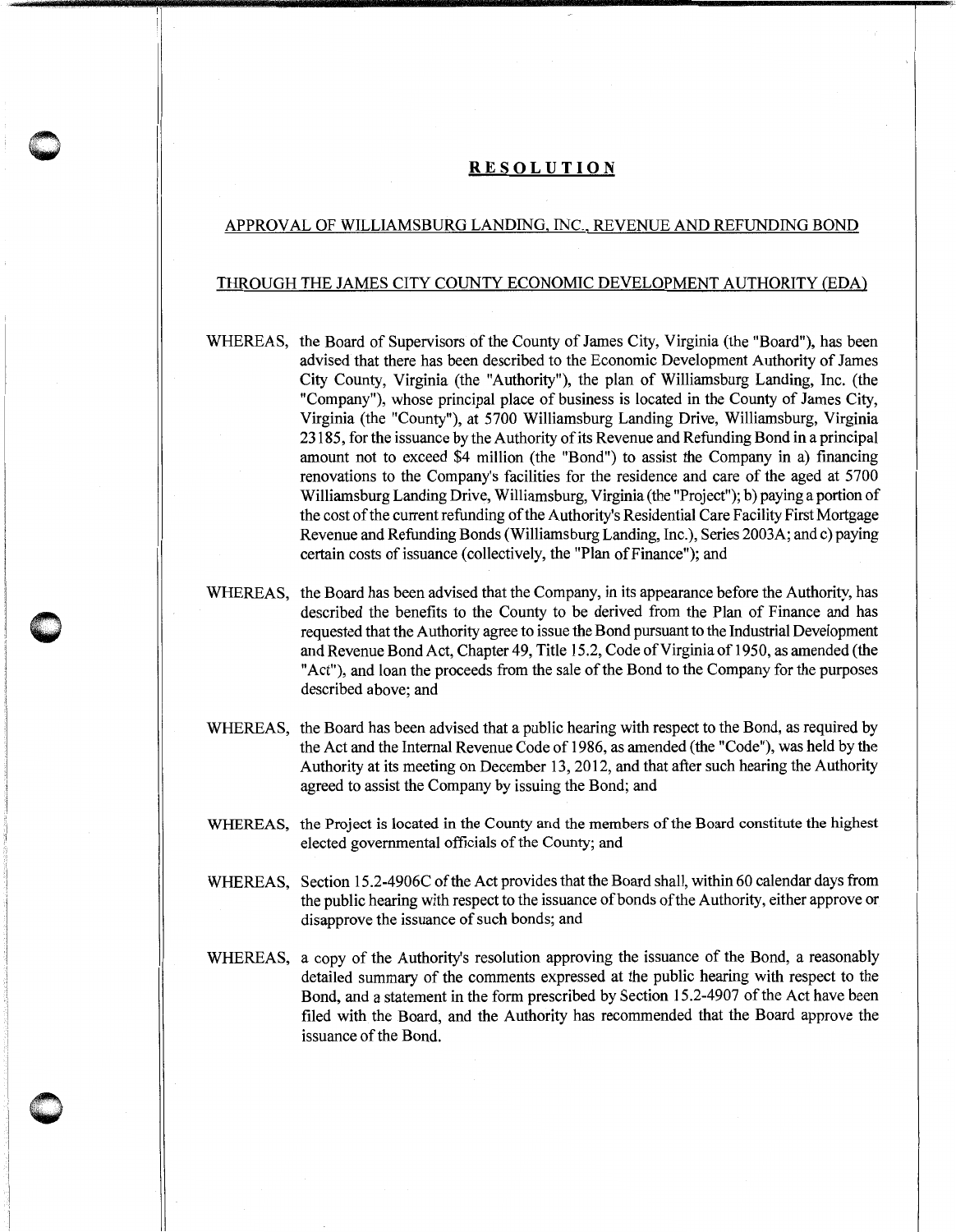# RESOLUTION

## APPROVAL OF WILLIAMSBURG LANDING, INC., REVENUE AND REFUNDING BOND

## THROUGH THE JAMES CITY COUNTY ECONOMIC DEVELOPMENT AUTHORITY (EDA)

WHEREAS, the Board of Supervisors of the County of James City, Virginia (the "Board"), has been advised that there has been described to the Economic Development Authority of James City County, Virginia (the "Authority"), the plan of Williamsburg Landing, Inc. (the "Company"), whose principal place of business is located in the County of James City, Virginia (the "County"), at 5700 Williamsburg Landing Drive, Williamsburg, Virginia 23185, for the issuance by the Authority of its Revenue and Refunding Bond in a principal amount not to exceed $4 million (the "Bond") to assist the Company in a) financing renovations to the Company's facilities for the residence and care of the aged at 5700 Williamsburg Landing Drive, Williamsburg, Virginia (the "Project"); b) paying a portion of the cost of the current refunding of the Authority's Residential Care Facility First Mortgage Revenue and Refunding Bonds (Williamsburg Landing, Inc.), Series 2003A; and c) paying certain costs of issuance (collectively, the "Plan of Finance"); and

WHEREAS, the Board has been advised that the Company, in its appearance before the Authority, has described the benefits to the County to be derived from the Plan of Finance and has requested that the Authority agree to issue the Bond pursuant to the Industrial Development and Revenue Bond Act, Chapter 49, Title 15.2, Code of Virginia of 1950, as amended (the "Act"), and loan the proceeds from the sale of the Bond to the Company for the purposes described above; and

WHEREAS, the Board has been advised that a public hearing with respect to the Bond, as required by the Act and the Internal Revenue Code of 1986, as amended (the "Code"), was held by the Authority at its meeting on December 13, 2012, and that after such hearing the Authority agreed to assist the Company by issuing the Bond; and

WHEREAS, the Project is located in the County and the members of the Board constitute the highest elected governmental officials of the County; and

WHEREAS, Section 15.2-4906C of the Act provides that the Board shall, within 60 calendar days from the public hearing with respect to the issuance of bonds of the Authority, either approve or disapprove the issuance of such bonds; and

WHEREAS, a copy of the Authority's resolution approving the issuance of the Bond, a reasonably detailed summary of the comments expressed at the public hearing with respect to the Bond, and a statement in the form prescribed by Section 15.2-4907 of the Act have been filed with the Board, and the Authority has recommended that the Board approve the issuance of the Bond.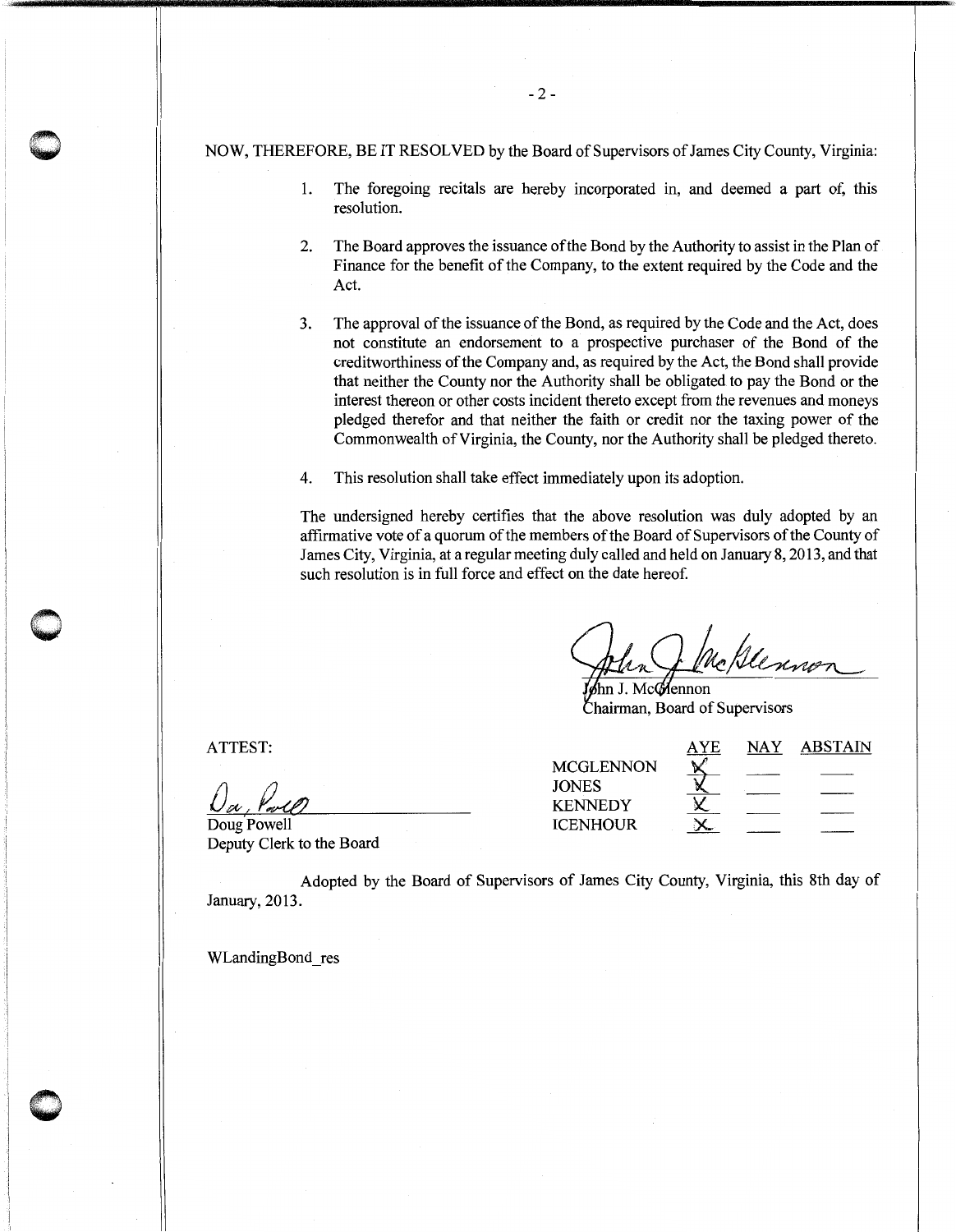NOW, THEREFORE, BE IT RESOLVED by the Board of Supervisors of James City County, Virginia:

1. The foregoing recitals are hereby incorporated in, and deemed a part of, this resolution.

2. The Board approves the issuance of the Bond by the Authority to assist in the Plan of Finance for the benefit of the Company, to the extent required by the Code and the Act.

3. The approval of the issuance of the Bond, as required by the Code and the Act, does not constitute an endorsement to a prospective purchaser of the Bond of the creditworthiness of the Company and, as required by the Act, the Bond shall provide that neither the County nor the Authority shall be obligated to pay the Bond or the interest thereon or other costs incident thereto except from the revenues and moneys pledged therefor and that neither the faith or credit nor the taxing power of the Commonwealth of Virginia, the County, nor the Authority shall be pledged thereto.

4. This resolution shall take effect immediately upon its adoption.

The undersigned hereby certifies that the above resolution was duly adopted by an affirmative vote of a quorum of the members of the Board of Supervisors of the County of James City, Virginia, at a regular meeting duly called and held on January 8, 2013, and that such resolution is in full force and effect on the date hereof.

John J. McGlennon
Chairman, Board of Supervisors

ATTEST:

Doug Powell
Deputy Clerk to the Board

| | AYE | NAY | ABSTAIN |
|---|---|---|---|
| MCGLENNON | X | | |
| JONES | X | | |
| KENNEDY | X | | |
| ICENHOUR | X | | |

Adopted by the Board of Supervisors of James City County, Virginia, this 8th day of January, 2013.

WLandingBond_res